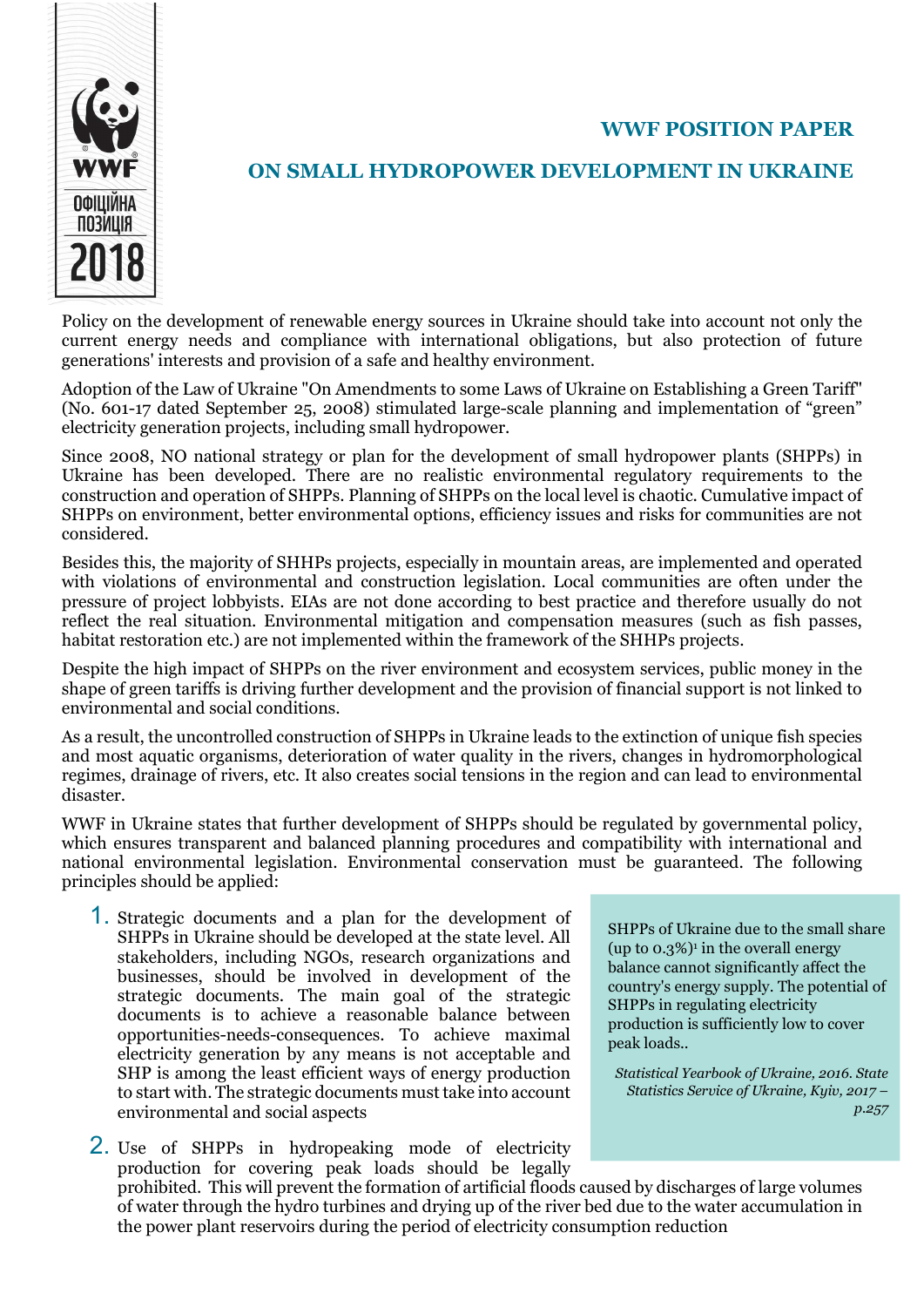# WWF POSITION PAPER

## ON SMALL HYDROPOWER DEVELOPMENT IN UKRAINE

ОФІЦІЙНА ПОЗИЦІЯ 2018

Policy on the development of renewable energy sources in Ukraine should take into account not only the current energy needs and compliance with international obligations, but also protection of future generations' interests and provision of a safe and healthy environment.

Adoption of the Law of Ukraine "On Amendments to some Laws of Ukraine on Establishing a Green Tariff" (No. 601-17 dated September 25, 2008) stimulated large-scale planning and implementation of "green" electricity generation projects, including small hydropower.

Since 2008, NO national strategy or plan for the development of small hydropower plants (SHPPs) in Ukraine has been developed. There are no realistic environmental regulatory requirements to the construction and operation of SHPPs. Planning of SHPPs on the local level is chaotic. Cumulative impact of SHPPs on environment, better environmental options, efficiency issues and risks for communities are not considered.

Besides this, the majority of SHHPs projects, especially in mountain areas, are implemented and operated with violations of environmental and construction legislation. Local communities are often under the pressure of project lobbyists. EIAs are not done according to best practice and therefore usually do not reflect the real situation. Environmental mitigation and compensation measures (such as fish passes, habitat restoration etc.) are not implemented within the framework of the SHHPs projects.

Despite the high impact of SHPPs on the river environment and ecosystem services, public money in the shape of green tariffs is driving further development and the provision of financial support is not linked to environmental and social conditions.

As a result, the uncontrolled construction of SHPPs in Ukraine leads to the extinction of unique fish species and most aquatic organisms, deterioration of water quality in the rivers, changes in hydromorphological regimes, drainage of rivers, etc. It also creates social tensions in the region and can lead to environmental disaster.

WWF in Ukraine states that further development of SHPPs should be regulated by governmental policy, which ensures transparent and balanced planning procedures and compatibility with international and national environmental legislation. Environmental conservation must be guaranteed. The following principles should be applied:

1. Strategic documents and a plan for the development of SHPPs in Ukraine should be developed at the state level. All stakeholders, including NGOs, research organizations and businesses, should be involved in development of the strategic documents. The main goal of the strategic documents is to achieve a reasonable balance between opportunities-needs-consequences. To achieve maximal electricity generation by any means is not acceptable and SHP is among the least efficient ways of energy production to start with. The strategic documents must take into account environmental and social aspects
2. Use of SHPPs in hydropeaking mode of electricity production for covering peak loads should be legally prohibited. This will prevent the formation of artificial floods caused by discharges of large volumes of water through the hydro turbines and drying up of the river bed due to the water accumulation in the power plant reservoirs during the period of electricity consumption reduction

> SHPPs of Ukraine due to the small share (up to 0.3%)[1] in the overall energy balance cannot significantly affect the country's energy supply. The potential of SHPPs in regulating electricity production is sufficiently low to cover peak loads..
>
> *Statistical Yearbook of Ukraine, 2016. State Statistics Service of Ukraine, Kyiv, 2017 – p.257*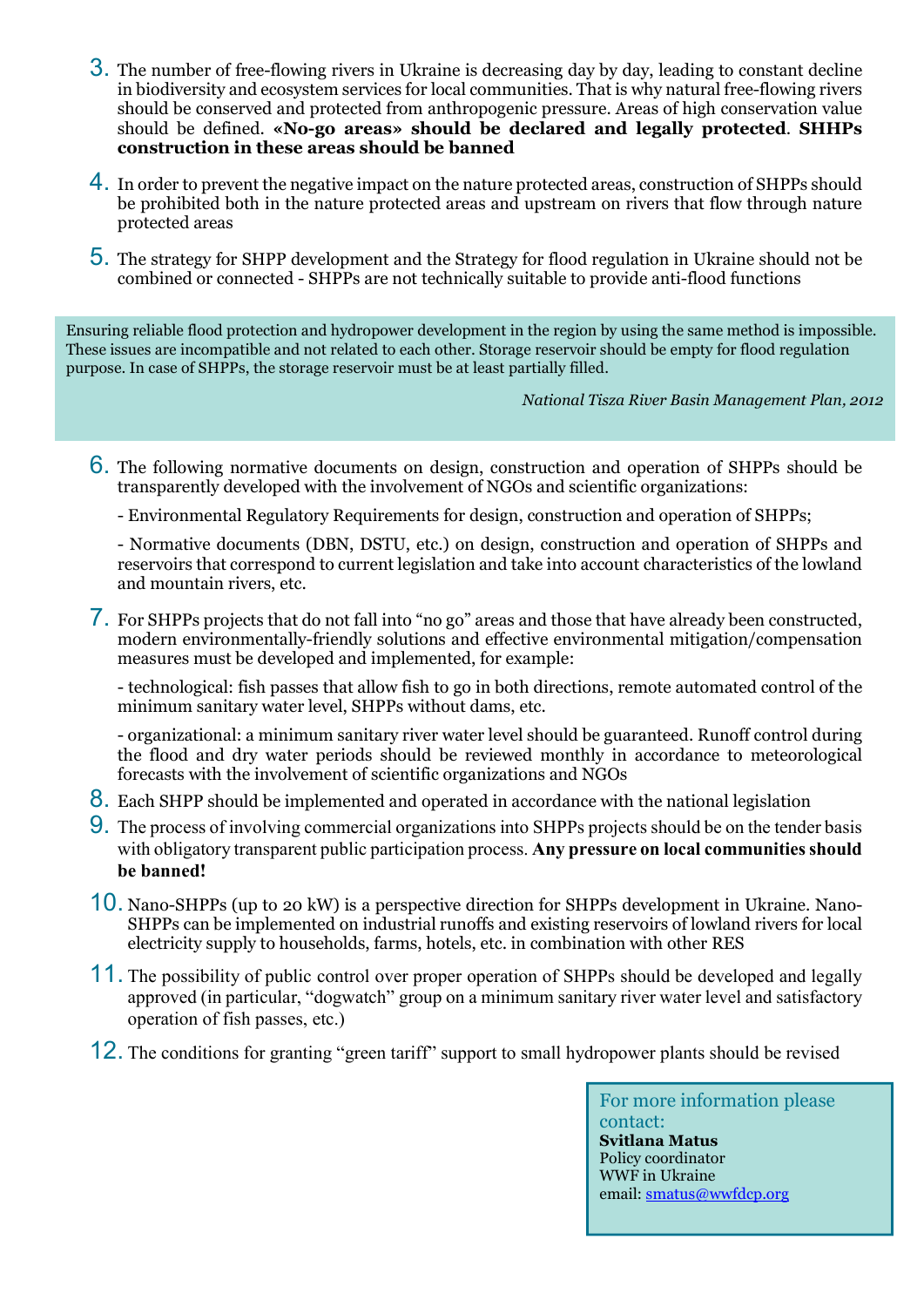3. The number of free-flowing rivers in Ukraine is decreasing day by day, leading to constant decline in biodiversity and ecosystem services for local communities. That is why natural free-flowing rivers should be conserved and protected from anthropogenic pressure. Areas of high conservation value should be defined. **«No-go areas» should be declared and legally protected**. **SHHPs construction in these areas should be banned**

4. In order to prevent the negative impact on the nature protected areas, construction of SHPPs should be prohibited both in the nature protected areas and upstream on rivers that flow through nature protected areas

5. The strategy for SHPP development and the Strategy for flood regulation in Ukraine should not be combined or connected - SHPPs are not technically suitable to provide anti-flood functions

> Ensuring reliable flood protection and hydropower development in the region by using the same method is impossible. These issues are incompatible and not related to each other. Storage reservoir should be empty for flood regulation purpose. In case of SHPPs, the storage reservoir must be at least partially filled.
>
> *National Tisza River Basin Management Plan, 2012*

6. The following normative documents on design, construction and operation of SHPPs should be transparently developed with the involvement of NGOs and scientific organizations:

   - Environmental Regulatory Requirements for design, construction and operation of SHPPs;

   - Normative documents (DBN, DSTU, etc.) on design, construction and operation of SHPPs and reservoirs that correspond to current legislation and take into account characteristics of the lowland and mountain rivers, etc.

7. For SHPPs projects that do not fall into "no go" areas and those that have already been constructed, modern environmentally-friendly solutions and effective environmental mitigation/compensation measures must be developed and implemented, for example:

   - technological: fish passes that allow fish to go in both directions, remote automated control of the minimum sanitary water level, SHPPs without dams, etc.

   - organizational: a minimum sanitary river water level should be guaranteed. Runoff control during the flood and dry water periods should be reviewed monthly in accordance to meteorological forecasts with the involvement of scientific organizations and NGOs

8. Each SHPP should be implemented and operated in accordance with the national legislation

9. The process of involving commercial organizations into SHPPs projects should be on the tender basis with obligatory transparent public participation process. **Any pressure on local communities should be banned!**

10. Nano-SHPPs (up to 20 kW) is a perspective direction for SHPPs development in Ukraine. Nano-SHPPs can be implemented on industrial runoffs and existing reservoirs of lowland rivers for local electricity supply to households, farms, hotels, etc. in combination with other RES

11. The possibility of public control over proper operation of SHPPs should be developed and legally approved (in particular, "dogwatch" group on a minimum sanitary river water level and satisfactory operation of fish passes, etc.)

12. The conditions for granting "green tariff" support to small hydropower plants should be revised

For more information please contact:
**Svitlana Matus**
Policy coordinator
WWF in Ukraine
email: smatus@wwfdcp.org